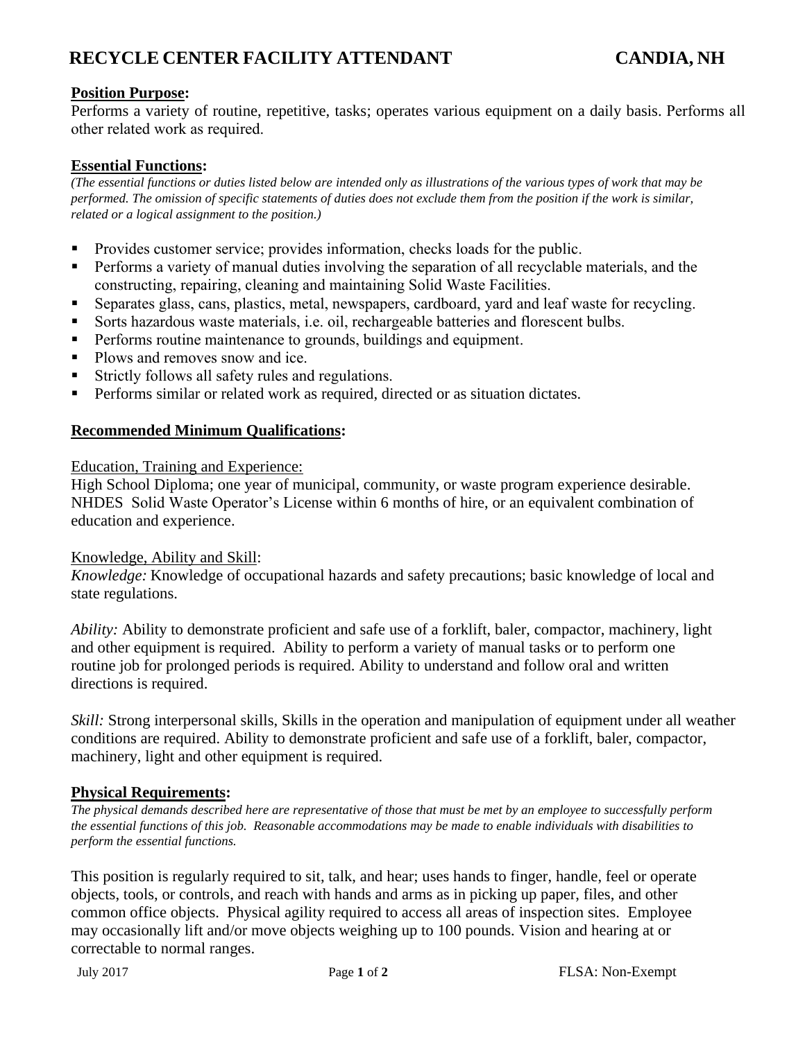# RECYCLE CENTER FACILITY ATTENDANT CANDIA, NH

**Position Purpose:**

Performs a variety of routine, repetitive, tasks; operates various equipment on a daily basis. Performs all other related work as required.

**Essential Functions:**

*(The essential functions or duties listed below are intended only as illustrations of the various types of work that may be performed. The omission of specific statements of duties does not exclude them from the position if the work is similar, related or a logical assignment to the position.)*

- Provides customer service; provides information, checks loads for the public.
- Performs a variety of manual duties involving the separation of all recyclable materials, and the constructing, repairing, cleaning and maintaining Solid Waste Facilities.
- Separates glass, cans, plastics, metal, newspapers, cardboard, yard and leaf waste for recycling.
- Sorts hazardous waste materials, i.e. oil, rechargeable batteries and florescent bulbs.
- Performs routine maintenance to grounds, buildings and equipment.
- Plows and removes snow and ice.
- Strictly follows all safety rules and regulations.
- Performs similar or related work as required, directed or as situation dictates.

**Recommended Minimum Qualifications:**

Education, Training and Experience:

High School Diploma; one year of municipal, community, or waste program experience desirable. NHDES Solid Waste Operator's License within 6 months of hire, or an equivalent combination of education and experience.

Knowledge, Ability and Skill:

*Knowledge:* Knowledge of occupational hazards and safety precautions; basic knowledge of local and state regulations.

*Ability:* Ability to demonstrate proficient and safe use of a forklift, baler, compactor, machinery, light and other equipment is required. Ability to perform a variety of manual tasks or to perform one routine job for prolonged periods is required. Ability to understand and follow oral and written directions is required.

*Skill:* Strong interpersonal skills, Skills in the operation and manipulation of equipment under all weather conditions are required. Ability to demonstrate proficient and safe use of a forklift, baler, compactor, machinery, light and other equipment is required.

**Physical Requirements:**

*The physical demands described here are representative of those that must be met by an employee to successfully perform the essential functions of this job. Reasonable accommodations may be made to enable individuals with disabilities to perform the essential functions.*

This position is regularly required to sit, talk, and hear; uses hands to finger, handle, feel or operate objects, tools, or controls, and reach with hands and arms as in picking up paper, files, and other common office objects. Physical agility required to access all areas of inspection sites. Employee may occasionally lift and/or move objects weighing up to 100 pounds. Vision and hearing at or correctable to normal ranges.

July 2017 FLSA: Non-Exempt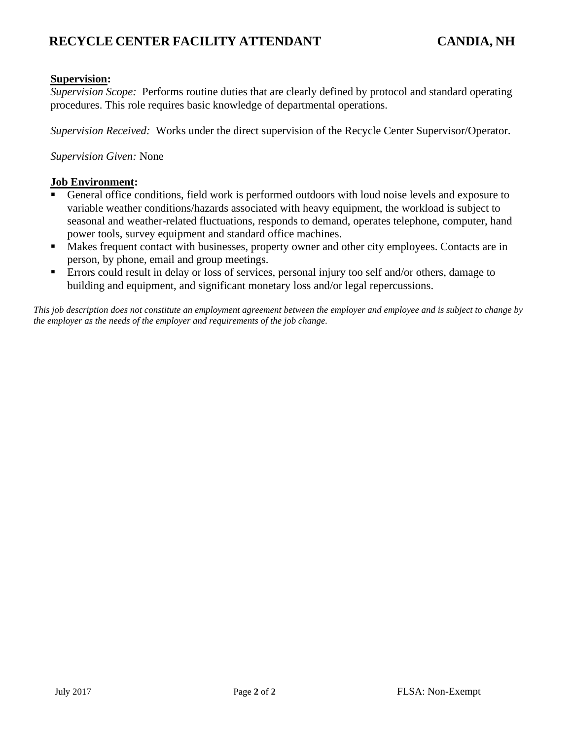**Supervision:**

*Supervision Scope:* Performs routine duties that are clearly defined by protocol and standard operating procedures. This role requires basic knowledge of departmental operations.

*Supervision Received:* Works under the direct supervision of the Recycle Center Supervisor/Operator.

*Supervision Given:* None

**Job Environment:**

- General office conditions, field work is performed outdoors with loud noise levels and exposure to variable weather conditions/hazards associated with heavy equipment, the workload is subject to seasonal and weather-related fluctuations, responds to demand, operates telephone, computer, hand power tools, survey equipment and standard office machines.
- Makes frequent contact with businesses, property owner and other city employees. Contacts are in person, by phone, email and group meetings.
- Errors could result in delay or loss of services, personal injury too self and/or others, damage to building and equipment, and significant monetary loss and/or legal repercussions.

*This job description does not constitute an employment agreement between the employer and employee and is subject to change by the employer as the needs of the employer and requirements of the job change.*